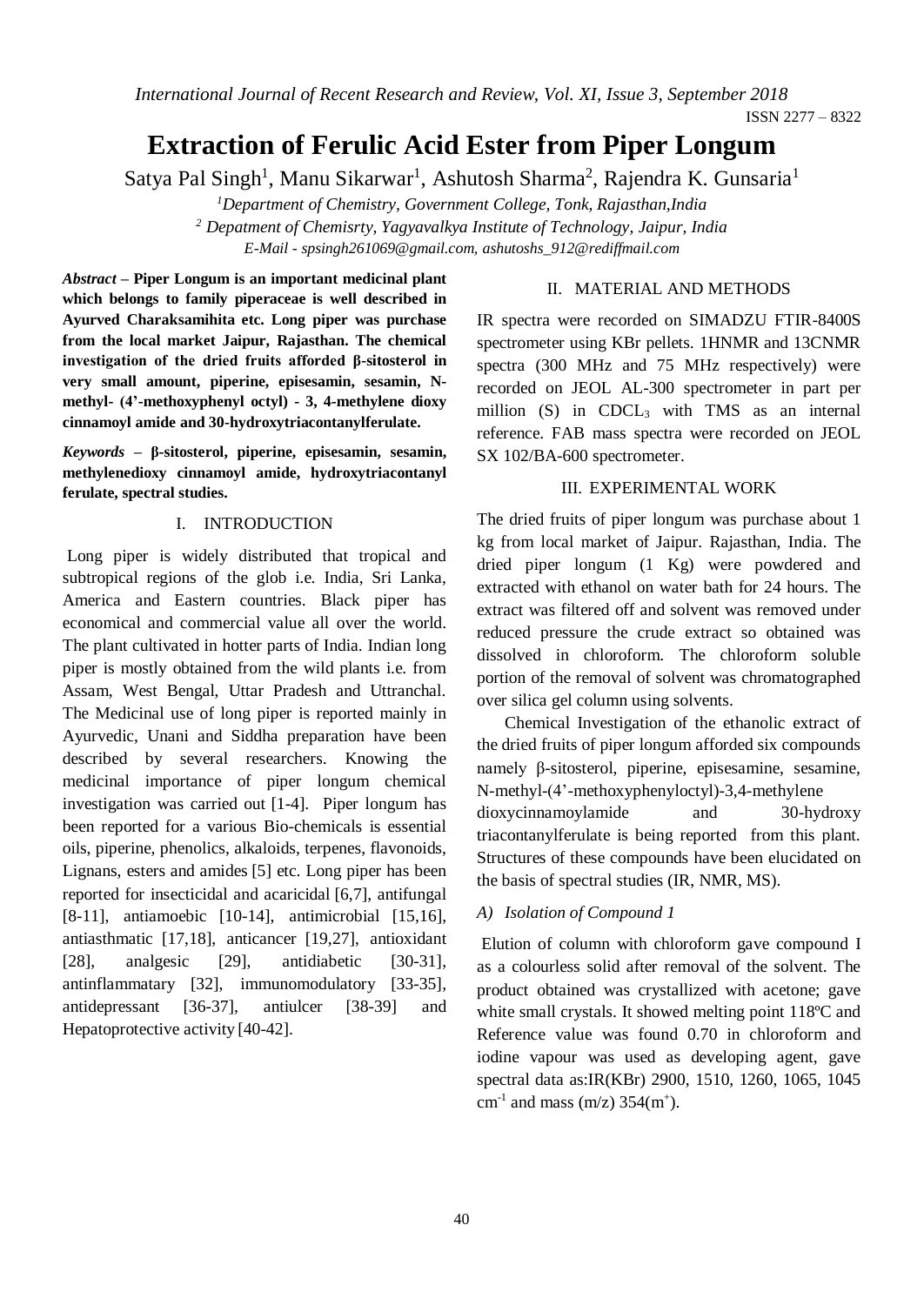# Extraction of Ferulic Acid Ester from Piper Longum

Satya Pal Singh[1], Manu Sikarwar[1], Ashutosh Sharma[2], Rajendra K. Gunsaria[1]

[1]*Department of Chemistry, Government College, Tonk, Rajasthan,India*

[2] *Depatment of Chemisrty, Yagyavalkya Institute of Technology, Jaipur, India*

*E-Mail - spsingh261069@gmail.com, ashutoshs_912@rediffmail.com*

***Abstract* – Piper Longum is an important medicinal plant which belongs to family piperaceae is well described in Ayurved Charaksamihita etc. Long piper was purchase from the local market Jaipur, Rajasthan. The chemical investigation of the dried fruits afforded β-sitosterol in very small amount, piperine, episesamin, sesamin, N-methyl- (4'-methoxyphenyl octyl) - 3, 4-methylene dioxy cinnamoyl amide and 30-hydroxytriacontanylferulate.**

***Keywords* – β-sitosterol, piperine, episesamin, sesamin, methylenedioxy cinnamoyl amide, hydroxytriacontanyl ferulate, spectral studies.**

## I. INTRODUCTION

Long piper is widely distributed that tropical and subtropical regions of the glob i.e. India, Sri Lanka, America and Eastern countries. Black piper has economical and commercial value all over the world. The plant cultivated in hotter parts of India. Indian long piper is mostly obtained from the wild plants i.e. from Assam, West Bengal, Uttar Pradesh and Uttranchal. The Medicinal use of long piper is reported mainly in Ayurvedic, Unani and Siddha preparation have been described by several researchers. Knowing the medicinal importance of piper longum chemical investigation was carried out [1-4]. Piper longum has been reported for a various Bio-chemicals is essential oils, piperine, phenolics, alkaloids, terpenes, flavonoids, Lignans, esters and amides [5] etc. Long piper has been reported for insecticidal and acaricidal [6,7], antifungal [8-11], antiamoebic [10-14], antimicrobial [15,16], antiasthmatic [17,18], anticancer [19,27], antioxidant [28], analgesic [29], antidiabetic [30-31], antinflammatary [32], immunomodulatory [33-35], antidepressant [36-37], antiulcer [38-39] and Hepatoprotective activity [40-42].

## II. MATERIAL AND METHODS

IR spectra were recorded on SIMADZU FTIR-8400S spectrometer using KBr pellets. 1HNMR and 13CNMR spectra (300 MHz and 75 MHz respectively) were recorded on JEOL AL-300 spectrometer in part per million (S) in $CDCL_3$ with TMS as an internal reference. FAB mass spectra were recorded on JEOL SX 102/BA-600 spectrometer.

## III. EXPERIMENTAL WORK

The dried fruits of piper longum was purchase about 1 kg from local market of Jaipur. Rajasthan, India. The dried piper longum (1 Kg) were powdered and extracted with ethanol on water bath for 24 hours. The extract was filtered off and solvent was removed under reduced pressure the crude extract so obtained was dissolved in chloroform. The chloroform soluble portion of the removal of solvent was chromatographed over silica gel column using solvents.

Chemical Investigation of the ethanolic extract of the dried fruits of piper longum afforded six compounds namely β-sitosterol, piperine, episesamine, sesamine, N-methyl-(4'-methoxyphenyloctyl)-3,4-methylene dioxycinnamoylamide and 30-hydroxy triacontanylferulate is being reported from this plant. Structures of these compounds have been elucidated on the basis of spectral studies (IR, NMR, MS).

### *A) Isolation of Compound 1*

Elution of column with chloroform gave compound I as a colourless solid after removal of the solvent. The product obtained was crystallized with acetone; gave white small crystals. It showed melting point 118ºC and Reference value was found 0.70 in chloroform and iodine vapour was used as developing agent, gave spectral data as:IR(KBr) 2900, 1510, 1260, 1065, 1045 $cm^{-1}$ and mass (m/z) $354(m^+)$.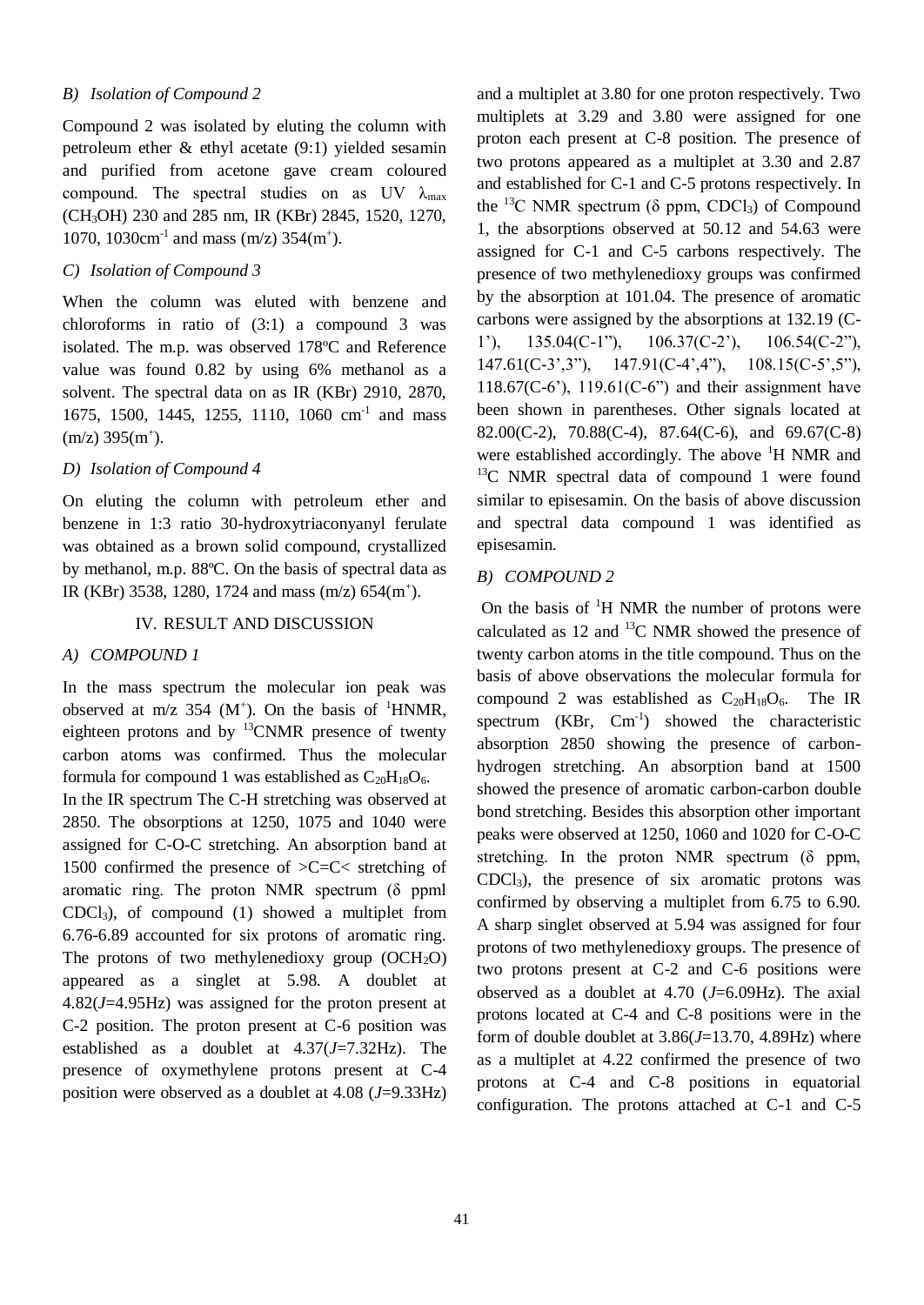### B) Isolation of Compound 2

Compound 2 was isolated by eluting the column with petroleum ether & ethyl acetate (9:1) yielded sesamin and purified from acetone gave cream coloured compound. The spectral studies on as UV $\lambda_{max}$ ($CH_3OH$) 230 and 285 nm, IR (KBr) 2845, 1520, 1270, 1070, 1030cm$^{-1}$ and mass (m/z) 354(m$^+$).

### C) Isolation of Compound 3

When the column was eluted with benzene and chloroforms in ratio of (3:1) a compound 3 was isolated. The m.p. was observed 178ºC and Reference value was found 0.82 by using 6% methanol as a solvent. The spectral data on as IR (KBr) 2910, 2870, 1675, 1500, 1445, 1255, 1110, 1060 cm$^{-1}$ and mass (m/z) 395(m$^+$).

### D) Isolation of Compound 4

On eluting the column with petroleum ether and benzene in 1:3 ratio 30-hydroxytriaconyanyl ferulate was obtained as a brown solid compound, crystallized by methanol, m.p. 88ºC. On the basis of spectral data as IR (KBr) 3538, 1280, 1724 and mass (m/z) 654(m$^+$).

## IV. Result and Discussion

### A) Compound 1

In the mass spectrum the molecular ion peak was observed at m/z 354 (M$^+$). On the basis of $^1$HNMR, eighteen protons and by $^{13}$CNMR presence of twenty carbon atoms was confirmed. Thus the molecular formula for compound 1 was established as $C_{20}H_{18}O_6$.

In the IR spectrum The C-H stretching was observed at 2850. The obsorptions at 1250, 1075 and 1040 were assigned for C-O-C stretching. An absorption band at 1500 confirmed the presence of >C=C< stretching of aromatic ring. The proton NMR spectrum (δ ppml $CDCl_3$), of compound (1) showed a multiplet from 6.76-6.89 accounted for six protons of aromatic ring. The protons of two methylenedioxy group ($OCH_2O$) appeared as a singlet at 5.98. A doublet at 4.82(*J*=4.95Hz) was assigned for the proton present at C-2 position. The proton present at C-6 position was established as a doublet at 4.37(*J*=7.32Hz). The presence of oxymethylene protons present at C-4 position were observed as a doublet at 4.08 (*J*=9.33Hz) and a multiplet at 3.80 for one proton respectively. Two multiplets at 3.29 and 3.80 were assigned for one proton each present at C-8 position. The presence of two protons appeared as a multiplet at 3.30 and 2.87 and established for C-1 and C-5 protons respectively. In the $^{13}$C NMR spectrum (δ ppm, $CDCl_3$) of Compound 1, the absorptions observed at 50.12 and 54.63 were assigned for C-1 and C-5 carbons respectively. The presence of two methylenedioxy groups was confirmed by the absorption at 101.04. The presence of aromatic carbons were assigned by the absorptions at 132.19 (C-1'), 135.04(C-1''), 106.37(C-2'), 106.54(C-2''), 147.61(C-3',3''), 147.91(C-4',4''), 108.15(C-5',5''), 118.67(C-6'), 119.61(C-6'') and their assignment have been shown in parentheses. Other signals located at 82.00(C-2), 70.88(C-4), 87.64(C-6), and 69.67(C-8) were established accordingly. The above $^1$H NMR and $^{13}$C NMR spectral data of compound 1 were found similar to episesamin. On the basis of above discussion and spectral data compound 1 was identified as episesamin.

### B) Compound 2

On the basis of $^1$H NMR the number of protons were calculated as 12 and $^{13}$C NMR showed the presence of twenty carbon atoms in the title compound. Thus on the basis of above observations the molecular formula for compound 2 was established as $C_{20}H_{18}O_6$. The IR spectrum (KBr, Cm$^{-1}$) showed the characteristic absorption 2850 showing the presence of carbon-hydrogen stretching. An absorption band at 1500 showed the presence of aromatic carbon-carbon double bond stretching. Besides this absorption other important peaks were observed at 1250, 1060 and 1020 for C-O-C stretching. In the proton NMR spectrum (δ ppm, $CDCl_3$), the presence of six aromatic protons was confirmed by observing a multiplet from 6.75 to 6.90. A sharp singlet observed at 5.94 was assigned for four protons of two methylenedioxy groups. The presence of two protons present at C-2 and C-6 positions were observed as a doublet at 4.70 (*J*=6.09Hz). The axial protons located at C-4 and C-8 positions were in the form of double doublet at 3.86(*J*=13.70, 4.89Hz) where as a multiplet at 4.22 confirmed the presence of two protons at C-4 and C-8 positions in equatorial configuration. The protons attached at C-1 and C-5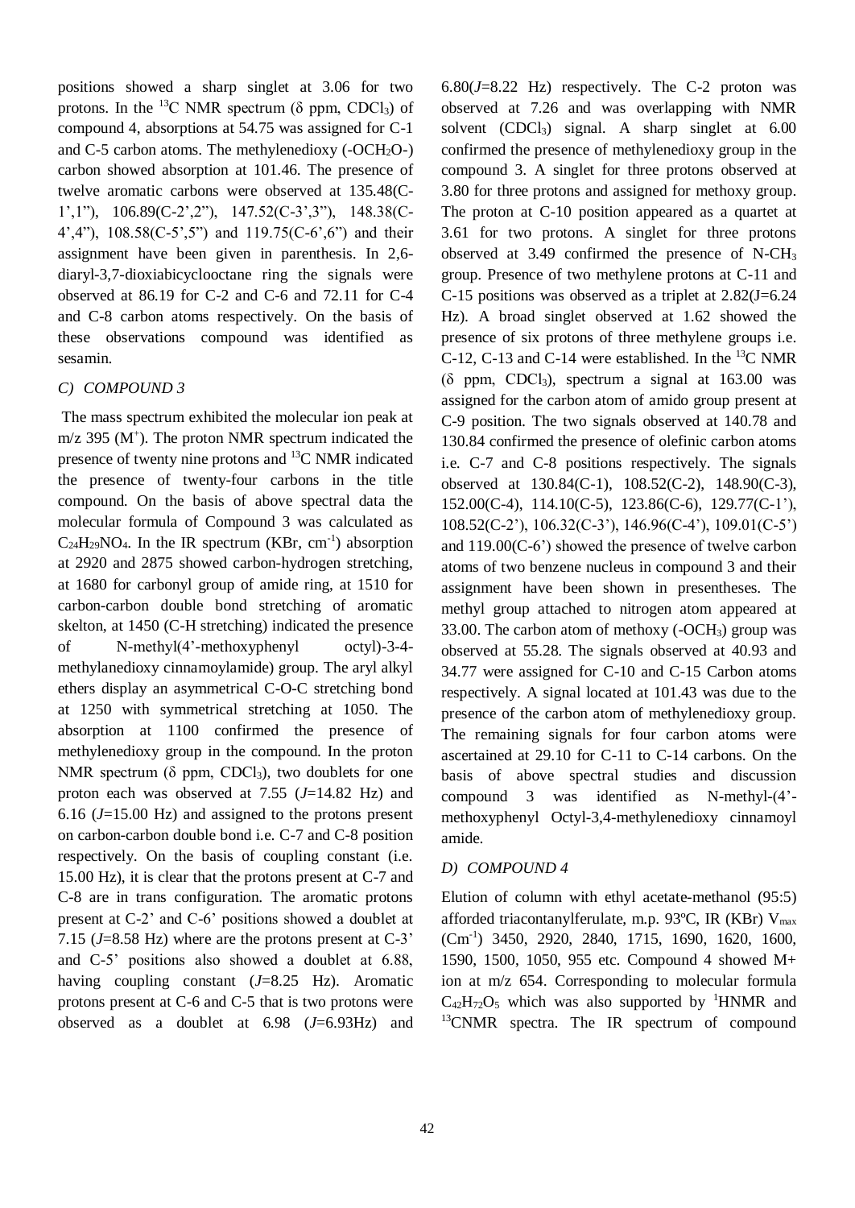positions showed a sharp singlet at 3.06 for two protons. In the $^{13}C$ NMR spectrum (δ ppm, $CDCl_3$) of compound 4, absorptions at 54.75 was assigned for C-1 and C-5 carbon atoms. The methylenedioxy (-$OCH_2O$-) carbon showed absorption at 101.46. The presence of twelve aromatic carbons were observed at 135.48(C-1',1"), 106.89(C-2',2"), 147.52(C-3',3"), 148.38(C-4',4"), 108.58(C-5',5") and 119.75(C-6',6") and their assignment have been given in parenthesis. In 2,6-diaryl-3,7-dioxiabicyclooctane ring the signals were observed at 86.19 for C-2 and C-6 and 72.11 for C-4 and C-8 carbon atoms respectively. On the basis of these observations compound was identified as sesamin.

### *C) COMPOUND 3*

The mass spectrum exhibited the molecular ion peak at m/z 395 ($M^+$). The proton NMR spectrum indicated the presence of twenty nine protons and $^{13}C$ NMR indicated the presence of twenty-four carbons in the title compound. On the basis of above spectral data the molecular formula of Compound 3 was calculated as $C_{24}H_{29}NO_4$. In the IR spectrum (KBr, $cm^{-1}$) absorption at 2920 and 2875 showed carbon-hydrogen stretching, at 1680 for carbonyl group of amide ring, at 1510 for carbon-carbon double bond stretching of aromatic skelton, at 1450 (C-H stretching) indicated the presence of N-methyl(4'-methoxyphenyl octyl)-3-4-methylanedioxy cinnamoylamide) group. The aryl alkyl ethers display an asymmetrical C-O-C stretching bond at 1250 with symmetrical stretching at 1050. The absorption at 1100 confirmed the presence of methylenedioxy group in the compound. In the proton NMR spectrum (δ ppm, $CDCl_3$), two doublets for one proton each was observed at 7.55 (*J*=14.82 Hz) and 6.16 (*J*=15.00 Hz) and assigned to the protons present on carbon-carbon double bond i.e. C-7 and C-8 position respectively. On the basis of coupling constant (i.e. 15.00 Hz), it is clear that the protons present at C-7 and C-8 are in trans configuration. The aromatic protons present at C-2' and C-6' positions showed a doublet at 7.15 (*J*=8.58 Hz) where are the protons present at C-3' and C-5' positions also showed a doublet at 6.88, having coupling constant (*J*=8.25 Hz). Aromatic protons present at C-6 and C-5 that is two protons were observed as a doublet at 6.98 (*J*=6.93Hz) and 6.80(*J*=8.22 Hz) respectively. The C-2 proton was observed at 7.26 and was overlapping with NMR solvent ($CDCl_3$) signal. A sharp singlet at 6.00 confirmed the presence of methylenedioxy group in the compound 3. A singlet for three protons observed at 3.80 for three protons and assigned for methoxy group. The proton at C-10 position appeared as a quartet at 3.61 for two protons. A singlet for three protons observed at 3.49 confirmed the presence of N-$CH_3$ group. Presence of two methylene protons at C-11 and C-15 positions was observed as a triplet at 2.82(J=6.24 Hz). A broad singlet observed at 1.62 showed the presence of six protons of three methylene groups i.e. C-12, C-13 and C-14 were established. In the $^{13}C$ NMR (δ ppm, $CDCl_3$), spectrum a signal at 163.00 was assigned for the carbon atom of amido group present at C-9 position. The two signals observed at 140.78 and 130.84 confirmed the presence of olefinic carbon atoms i.e. C-7 and C-8 positions respectively. The signals observed at 130.84(C-1), 108.52(C-2), 148.90(C-3), 152.00(C-4), 114.10(C-5), 123.86(C-6), 129.77(C-1'), 108.52(C-2'), 106.32(C-3'), 146.96(C-4'), 109.01(C-5') and 119.00(C-6') showed the presence of twelve carbon atoms of two benzene nucleus in compound 3 and their assignment have been shown in presentheses. The methyl group attached to nitrogen atom appeared at 33.00. The carbon atom of methoxy (-$OCH_3$) group was observed at 55.28. The signals observed at 40.93 and 34.77 were assigned for C-10 and C-15 Carbon atoms respectively. A signal located at 101.43 was due to the presence of the carbon atom of methylenedioxy group. The remaining signals for four carbon atoms were ascertained at 29.10 for C-11 to C-14 carbons. On the basis of above spectral studies and discussion compound 3 was identified as N-methyl-(4'-methoxyphenyl Octyl-3,4-methylenedioxy cinnamoyl amide.

### *D) COMPOUND 4*

Elution of column with ethyl acetate-methanol (95:5) afforded triacontanylferulate, m.p. 93ºC, IR (KBr) $V_{max}$ ($Cm^{-1}$) 3450, 2920, 2840, 1715, 1690, 1620, 1600, 1590, 1500, 1050, 955 etc. Compound 4 showed M+ ion at m/z 654. Corresponding to molecular formula $C_{42}H_{72}O_5$ which was also supported by $^1$HNMR and $^{13}$CNMR spectra. The IR spectrum of compound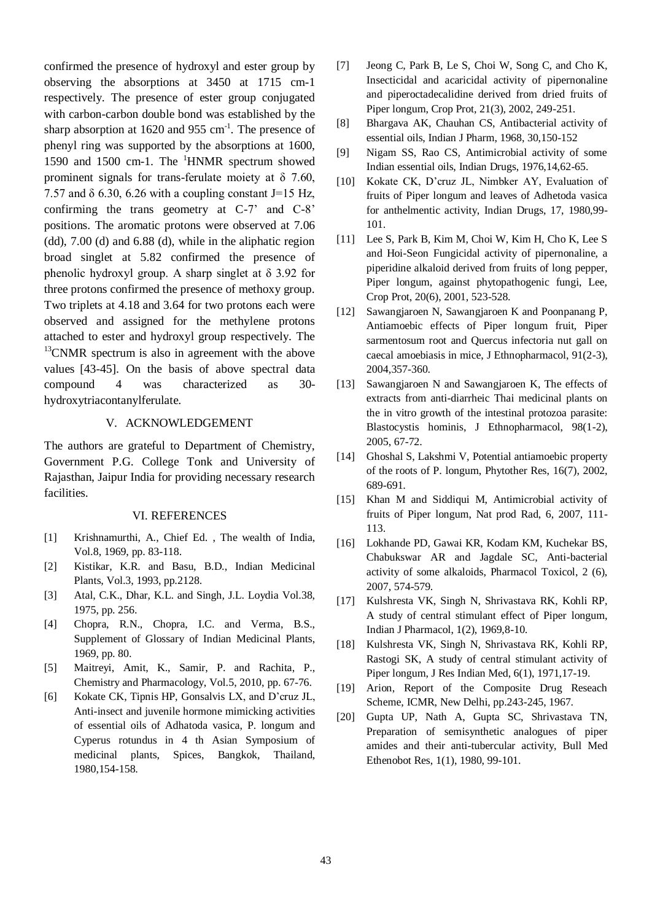confirmed the presence of hydroxyl and ester group by observing the absorptions at 3450 at 1715 cm-1 respectively. The presence of ester group conjugated with carbon-carbon double bond was established by the sharp absorption at 1620 and 955 $cm^{-1}$. The presence of phenyl ring was supported by the absorptions at 1600, 1590 and 1500 cm-1. The $^{1}$HNMR spectrum showed prominent signals for trans-ferulate moiety at δ 7.60, 7.57 and δ 6.30, 6.26 with a coupling constant J=15 Hz, confirming the trans geometry at C-7' and C-8' positions. The aromatic protons were observed at 7.06 (dd), 7.00 (d) and 6.88 (d), while in the aliphatic region broad singlet at 5.82 confirmed the presence of phenolic hydroxyl group. A sharp singlet at δ 3.92 for three protons confirmed the presence of methoxy group. Two triplets at 4.18 and 3.64 for two protons each were observed and assigned for the methylene protons attached to ester and hydroxyl group respectively. The $^{13}$CNMR spectrum is also in agreement with the above values [43-45]. On the basis of above spectral data compound 4 was characterized as 30-hydroxytriacontanylferulate.

## V. ACKNOWLEDGEMENT

The authors are grateful to Department of Chemistry, Government P.G. College Tonk and University of Rajasthan, Jaipur India for providing necessary research facilities.

## VI. REFERENCES

[1] Krishnamurthi, A., Chief Ed. , The wealth of India, Vol.8, 1969, pp. 83-118.

[2] Kistikar, K.R. and Basu, B.D., Indian Medicinal Plants, Vol.3, 1993, pp.2128.

[3] Atal, C.K., Dhar, K.L. and Singh, J.L. Loydia Vol.38, 1975, pp. 256.

[4] Chopra, R.N., Chopra, I.C. and Verma, B.S., Supplement of Glossary of Indian Medicinal Plants, 1969, pp. 80.

[5] Maitreyi, Amit, K., Samir, P. and Rachita, P., Chemistry and Pharmacology, Vol.5, 2010, pp. 67-76.

[6] Kokate CK, Tipnis HP, Gonsalvis LX, and D'cruz JL, Anti-insect and juvenile hormone mimicking activities of essential oils of Adhatoda vasica, P. longum and Cyperus rotundus in 4 th Asian Symposium of medicinal plants, Spices, Bangkok, Thailand, 1980,154-158.

[7] Jeong C, Park B, Le S, Choi W, Song C, and Cho K, Insecticidal and acaricidal activity of pipernonaline and piperoctadecalidine derived from dried fruits of Piper longum, Crop Prot, 21(3), 2002, 249-251.

[8] Bhargava AK, Chauhan CS, Antibacterial activity of essential oils, Indian J Pharm, 1968, 30,150-152

[9] Nigam SS, Rao CS, Antimicrobial activity of some Indian essential oils, Indian Drugs, 1976,14,62-65.

[10] Kokate CK, D'cruz JL, Nimbker AY, Evaluation of fruits of Piper longum and leaves of Adhetoda vasica for anthelmentic activity, Indian Drugs, 17, 1980,99-101.

[11] Lee S, Park B, Kim M, Choi W, Kim H, Cho K, Lee S and Hoi-Seon Fungicidal activity of pipernonaline, a piperidine alkaloid derived from fruits of long pepper, Piper longum, against phytopathogenic fungi, Lee, Crop Prot, 20(6), 2001, 523-528.

[12] Sawangjaroen N, Sawangjaroen K and Poonpanang P, Antiamoebic effects of Piper longum fruit, Piper sarmentosum root and Quercus infectoria nut gall on caecal amoebiasis in mice, J Ethnopharmacol, 91(2-3), 2004,357-360.

[13] Sawangjaroen N and Sawangjaroen K, The effects of extracts from anti-diarrheic Thai medicinal plants on the in vitro growth of the intestinal protozoa parasite: Blastocystis hominis, J Ethnopharmacol, 98(1-2), 2005, 67-72.

[14] Ghoshal S, Lakshmi V, Potential antiamoebic property of the roots of P. longum, Phytother Res, 16(7), 2002, 689-691.

[15] Khan M and Siddiqui M, Antimicrobial activity of fruits of Piper longum, Nat prod Rad, 6, 2007, 111-113.

[16] Lokhande PD, Gawai KR, Kodam KM, Kuchekar BS, Chabukswar AR and Jagdale SC, Anti-bacterial activity of some alkaloids, Pharmacol Toxicol, 2 (6), 2007, 574-579.

[17] Kulshresta VK, Singh N, Shrivastava RK, Kohli RP, A study of central stimulant effect of Piper longum, Indian J Pharmacol, 1(2), 1969,8-10.

[18] Kulshresta VK, Singh N, Shrivastava RK, Kohli RP, Rastogi SK, A study of central stimulant activity of Piper longum, J Res Indian Med, 6(1), 1971,17-19.

[19] Arion, Report of the Composite Drug Reseach Scheme, ICMR, New Delhi, pp.243-245, 1967.

[20] Gupta UP, Nath A, Gupta SC, Shrivastava TN, Preparation of semisynthetic analogues of piper amides and their anti-tubercular activity, Bull Med Ethenobot Res, 1(1), 1980, 99-101.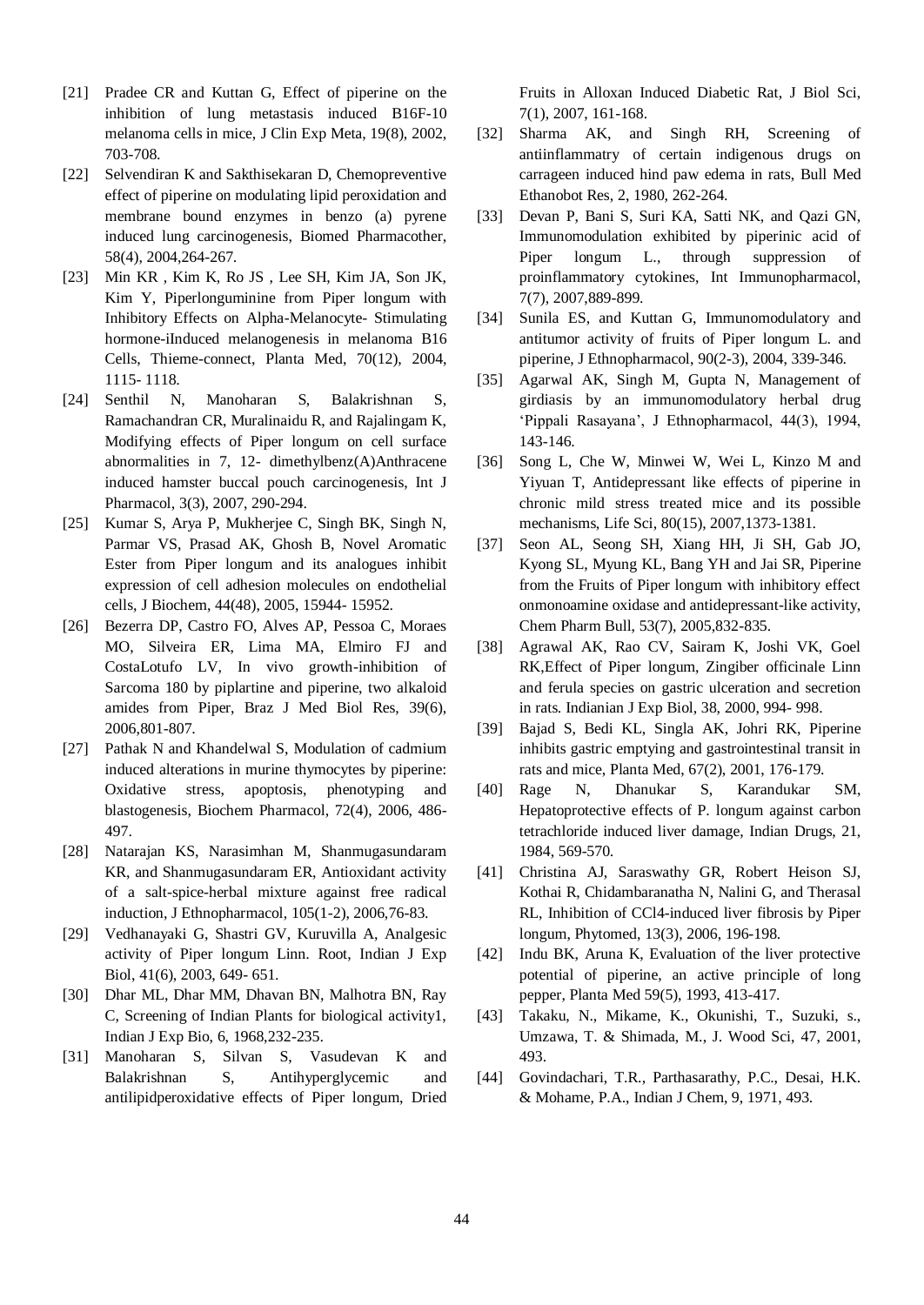[21] Pradee CR and Kuttan G, Effect of piperine on the inhibition of lung metastasis induced B16F-10 melanoma cells in mice, J Clin Exp Meta, 19(8), 2002, 703-708.

[22] Selvendiran K and Sakthisekaran D, Chemopreventive effect of piperine on modulating lipid peroxidation and membrane bound enzymes in benzo (a) pyrene induced lung carcinogenesis, Biomed Pharmacother, 58(4), 2004,264-267.

[23] Min KR , Kim K, Ro JS , Lee SH, Kim JA, Son JK, Kim Y, Piperlonguminine from Piper longum with Inhibitory Effects on Alpha-Melanocyte- Stimulating hormone-iInduced melanogenesis in melanoma B16 Cells, Thieme-connect, Planta Med, 70(12), 2004, 1115- 1118.

[24] Senthil N, Manoharan S, Balakrishnan S, Ramachandran CR, Muralinaidu R, and Rajalingam K, Modifying effects of Piper longum on cell surface abnormalities in 7, 12- dimethylbenz(A)Anthracene induced hamster buccal pouch carcinogenesis, Int J Pharmacol, 3(3), 2007, 290-294.

[25] Kumar S, Arya P, Mukherjee C, Singh BK, Singh N, Parmar VS, Prasad AK, Ghosh B, Novel Aromatic Ester from Piper longum and its analogues inhibit expression of cell adhesion molecules on endothelial cells, J Biochem, 44(48), 2005, 15944- 15952.

[26] Bezerra DP, Castro FO, Alves AP, Pessoa C, Moraes MO, Silveira ER, Lima MA, Elmiro FJ and CostaLotufo LV, In vivo growth-inhibition of Sarcoma 180 by piplartine and piperine, two alkaloid amides from Piper, Braz J Med Biol Res, 39(6), 2006,801-807.

[27] Pathak N and Khandelwal S, Modulation of cadmium induced alterations in murine thymocytes by piperine: Oxidative stress, apoptosis, phenotyping and blastogenesis, Biochem Pharmacol, 72(4), 2006, 486-497.

[28] Natarajan KS, Narasimhan M, Shanmugasundaram KR, and Shanmugasundaram ER, Antioxidant activity of a salt-spice-herbal mixture against free radical induction, J Ethnopharmacol, 105(1-2), 2006,76-83.

[29] Vedhanayaki G, Shastri GV, Kuruvilla A, Analgesic activity of Piper longum Linn. Root, Indian J Exp Biol, 41(6), 2003, 649- 651.

[30] Dhar ML, Dhar MM, Dhavan BN, Malhotra BN, Ray C, Screening of Indian Plants for biological activity1, Indian J Exp Bio, 6, 1968,232-235.

[31] Manoharan S, Silvan S, Vasudevan K and Balakrishnan S, Antihyperglycemic and antilipidperoxidative effects of Piper longum, Dried Fruits in Alloxan Induced Diabetic Rat, J Biol Sci, 7(1), 2007, 161-168.

[32] Sharma AK, and Singh RH, Screening of antiinflammatry of certain indigenous drugs on carrageen induced hind paw edema in rats, Bull Med Ethanobot Res, 2, 1980, 262-264.

[33] Devan P, Bani S, Suri KA, Satti NK, and Qazi GN, Immunomodulation exhibited by piperinic acid of Piper longum L., through suppression of proinflammatory cytokines, Int Immunopharmacol, 7(7), 2007,889-899.

[34] Sunila ES, and Kuttan G, Immunomodulatory and antitumor activity of fruits of Piper longum L. and piperine, J Ethnopharmacol, 90(2-3), 2004, 339-346.

[35] Agarwal AK, Singh M, Gupta N, Management of girdiasis by an immunomodulatory herbal drug 'Pippali Rasayana', J Ethnopharmacol, 44(3), 1994, 143-146.

[36] Song L, Che W, Minwei W, Wei L, Kinzo M and Yiyuan T, Antidepressant like effects of piperine in chronic mild stress treated mice and its possible mechanisms, Life Sci, 80(15), 2007,1373-1381.

[37] Seon AL, Seong SH, Xiang HH, Ji SH, Gab JO, Kyong SL, Myung KL, Bang YH and Jai SR, Piperine from the Fruits of Piper longum with inhibitory effect onmonoamine oxidase and antidepressant-like activity, Chem Pharm Bull, 53(7), 2005,832-835.

[38] Agrawal AK, Rao CV, Sairam K, Joshi VK, Goel RK,Effect of Piper longum, Zingiber officinale Linn and ferula species on gastric ulceration and secretion in rats. Indianian J Exp Biol, 38, 2000, 994- 998.

[39] Bajad S, Bedi KL, Singla AK, Johri RK, Piperine inhibits gastric emptying and gastrointestinal transit in rats and mice, Planta Med, 67(2), 2001, 176-179.

[40] Rage N, Dhanukar S, Karandukar SM, Hepatoprotective effects of P. longum against carbon tetrachloride induced liver damage, Indian Drugs, 21, 1984, 569-570.

[41] Christina AJ, Saraswathy GR, Robert Heison SJ, Kothai R, Chidambaranatha N, Nalini G, and Therasal RL, Inhibition of CCl4-induced liver fibrosis by Piper longum, Phytomed, 13(3), 2006, 196-198.

[42] Indu BK, Aruna K, Evaluation of the liver protective potential of piperine, an active principle of long pepper, Planta Med 59(5), 1993, 413-417.

[43] Takaku, N., Mikame, K., Okunishi, T., Suzuki, s., Umzawa, T. & Shimada, M., J. Wood Sci, 47, 2001, 493.

[44] Govindachari, T.R., Parthasarathy, P.C., Desai, H.K. & Mohame, P.A., Indian J Chem, 9, 1971, 493.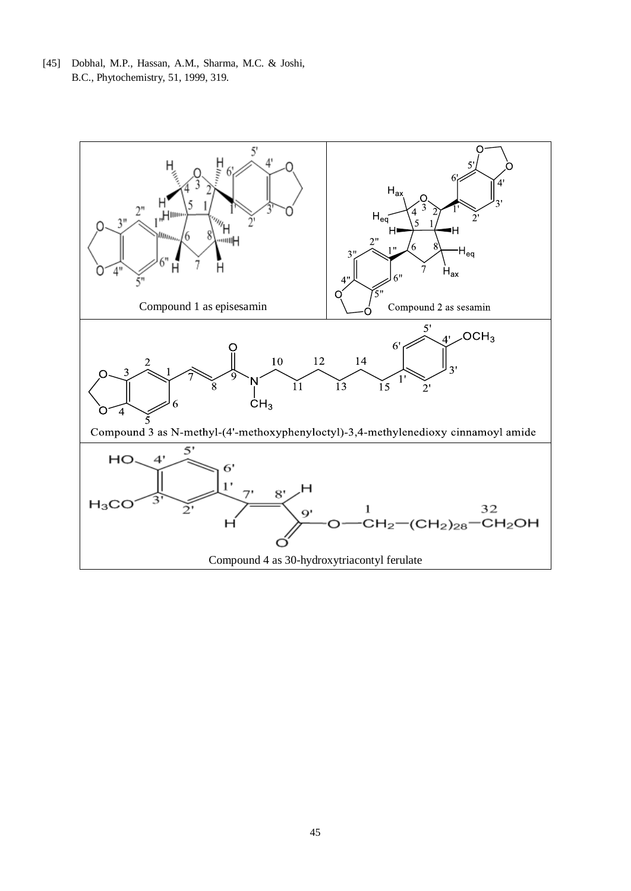[45] Dobhal, M.P., Hassan, A.M., Sharma, M.C. & Joshi, B.C., Phytochemistry, 51, 1999, 319.

Compound 1 as episesamin

Compound 2 as sesamin

Compound 3 as N-methyl-(4'-methoxyphenyloctyl)-3,4-methylenedioxy cinnamoyl amide

Compound 4 as 30-hydroxytriacontyl ferulate